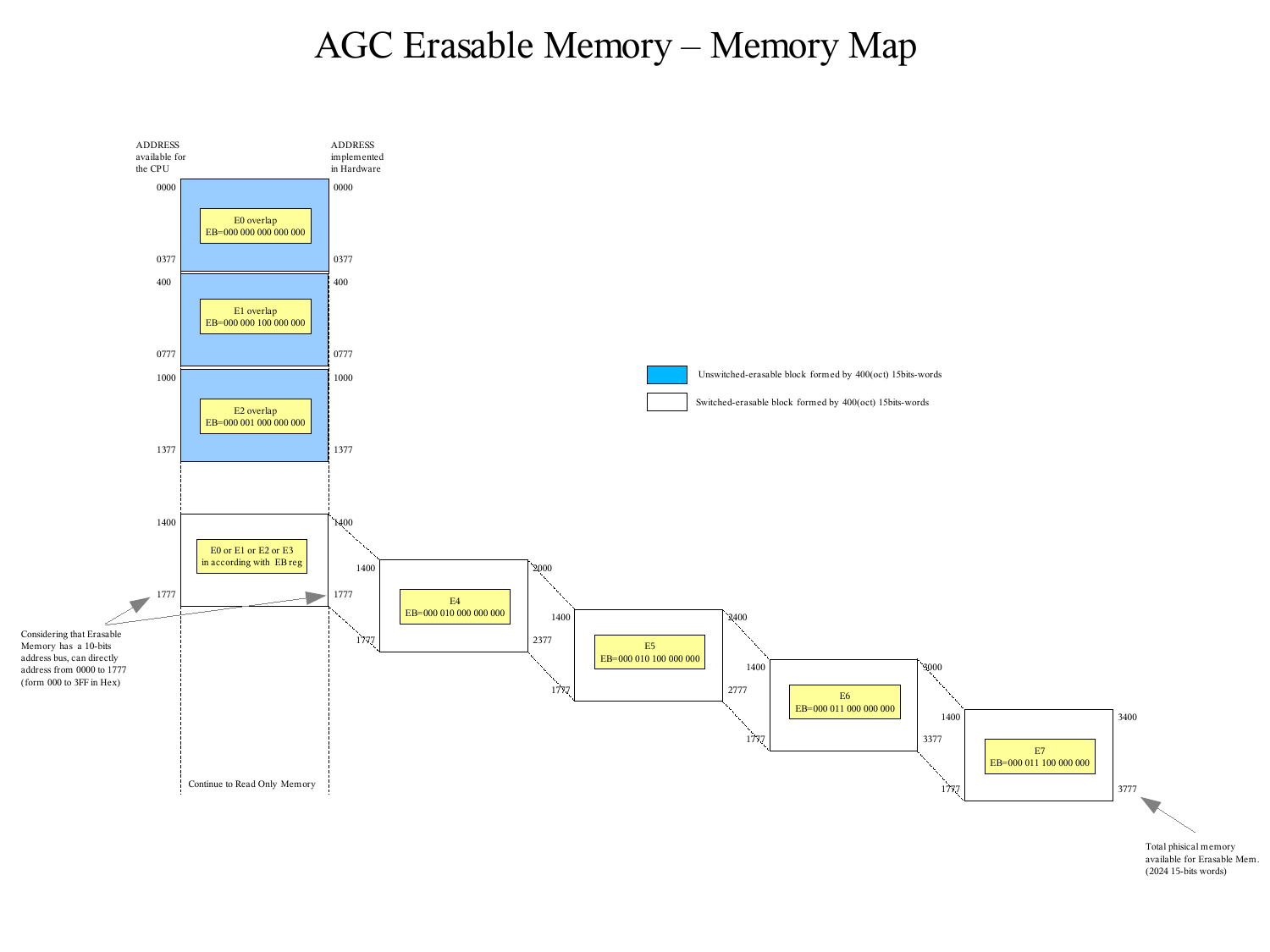# AGC Erasable Memory – Memory Map

| ADDRESS available for the CPU | Block | ADDRESS implemented in Hardware |
|---|---|---|
| 0000 – 0377 | E0 overlap EB=000 000 000 000 000 | 0000 – 0377 |
| 400 – 0777 | E1 overlap EB=000 000 100 000 000 | 400 – 0777 |
| 1000 – 1377 | E2 overlap EB=000 001 000 000 000 | 1000 – 1377 |
| 1400 – 1777 | E0 or E1 or E2 or E3 in according with EB reg | 1400 – 1777 |
| 1400 – 1777 | E4 EB=000 010 000 000 000 | 2000 – 2377 |
| 1400 – 1777 | E5 EB=000 010 100 000 000 | 2400 – 2777 |
| 1400 – 1777 | E6 EB=000 011 000 000 000 | 3000 – 3377 |
| 1400 – 1777 | E7 EB=000 011 100 000 000 | 3400 – 3777 |

Continue to Read Only Memory

Unswitched-erasable block formed by 400(oct) 15bits-words

Switched-erasable block formed by 400(oct) 15bits-words

Considering that Erasable Memory has a 10-bits address bus, can directly address from 0000 to 1777 (form 000 to 3FF in Hex)

Total phisical memory available for Erasable Mem. (2024 15-bits words)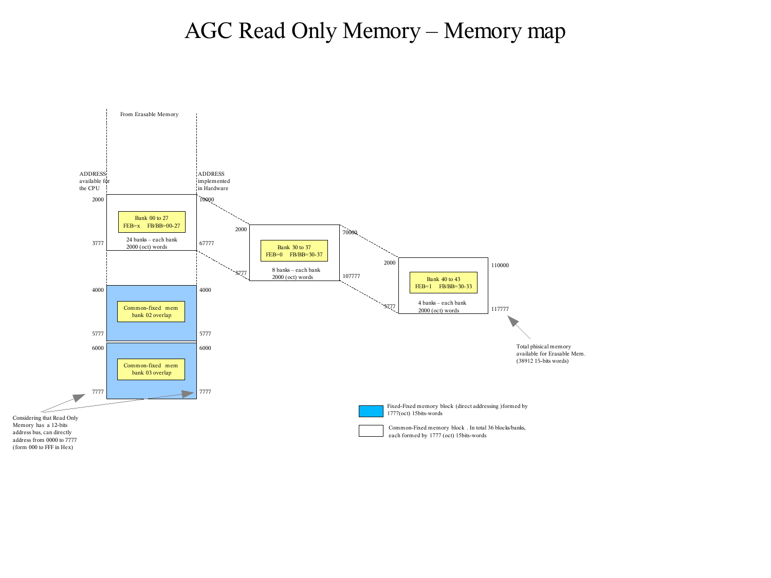# AGC Read Only Memory – Memory map

From Erasable Memory

ADDRESS available for the CPU

ADDRESS implemented in Hardware

2000

10000

Bank 00 to 27
FEB=x FB/BB=00-27

24 banks – each bank 2000 (oct) words

3777

67777

2000

70000

Bank 30 to 37
FEB=0 FB/BB=30-37

8 banks – each bank 2000 (oct) words

3777

107777

2000

110000

Bank 40 to 43
FEB=1 FB/BB=30-33

4 banks – each bank 2000 (oct) words

3777

117777

Total phisical memory available for Erasable Mem. (38912 15-bits words)

4000

4000

Common-fixed mem bank 02 overlap

5777

5777

6000

6000

Common-fixed mem bank 03 overlap

7777

7777

Considering that Read Only Memory has a 12-bits address bus, can directly address from 0000 to 7777 (form 000 to FFF in Hex)

Fixed-Fixed memory block (direct addressing )formed by 1777(oct) 15bits-words

Common-Fixed memory block . In total 36 blocks/banks, each formed by 1777 (oct) 15bits-words